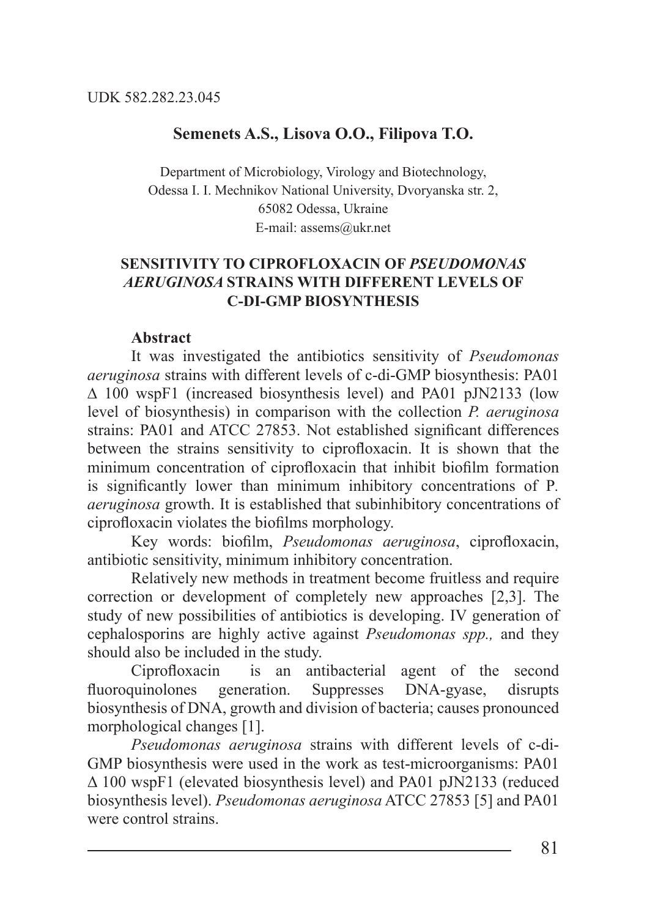UDK 582.282.23.045

**Semenets A.S., Lisova O.O., Filipova T.O.**

Department of Microbiology, Virology and Biotechnology,
Odessa I. I. Mechnikov National University, Dvoryanska str. 2,
65082 Odessa, Ukraine
E-mail: assems@ukr.net

# SENSITIVITY TO CIPROFLOXACIN OF *PSEUDOMONAS AERUGINOSA* STRAINS WITH DIFFERENT LEVELS OF C-DI-GMP BIOSYNTHESIS

**Abstract**

It was investigated the antibiotics sensitivity of *Pseudomonas aeruginosa* strains with different levels of c-di-GMP biosynthesis: PA01 Δ 100 wspF1 (increased biosynthesis level) and PA01 pJN2133 (low level of biosynthesis) in comparison with the collection *P. aeruginosa* strains: PA01 and ATCC 27853. Not established significant differences between the strains sensitivity to ciprofloxacin. It is shown that the minimum concentration of ciprofloxacin that inhibit biofilm formation is significantly lower than minimum inhibitory concentrations of P. *aeruginosa* growth. It is established that subinhibitory concentrations of ciprofloxacin violates the biofilms morphology.

Key words: biofilm, *Pseudomonas aeruginosa*, ciprofloxacin, antibiotic sensitivity, minimum inhibitory concentration.

Relatively new methods in treatment become fruitless and require correction or development of completely new approaches [2,3]. The study of new possibilities of antibiotics is developing. IV generation of cephalosporins are highly active against *Pseudomonas spp.,* and they should also be included in the study.

Ciprofloxacin is an antibacterial agent of the second fluoroquinolones generation. Suppresses DNA-gyase, disrupts biosynthesis of DNA, growth and division of bacteria; causes pronounced morphological changes [1].

*Pseudomonas aeruginosa* strains with different levels of c-di-GMP biosynthesis were used in the work as test-microorganisms: PA01 Δ 100 wspF1 (elevated biosynthesis level) and PA01 pJN2133 (reduced biosynthesis level). *Pseudomonas aeruginosa* ATCC 27853 [5] and PA01 were control strains.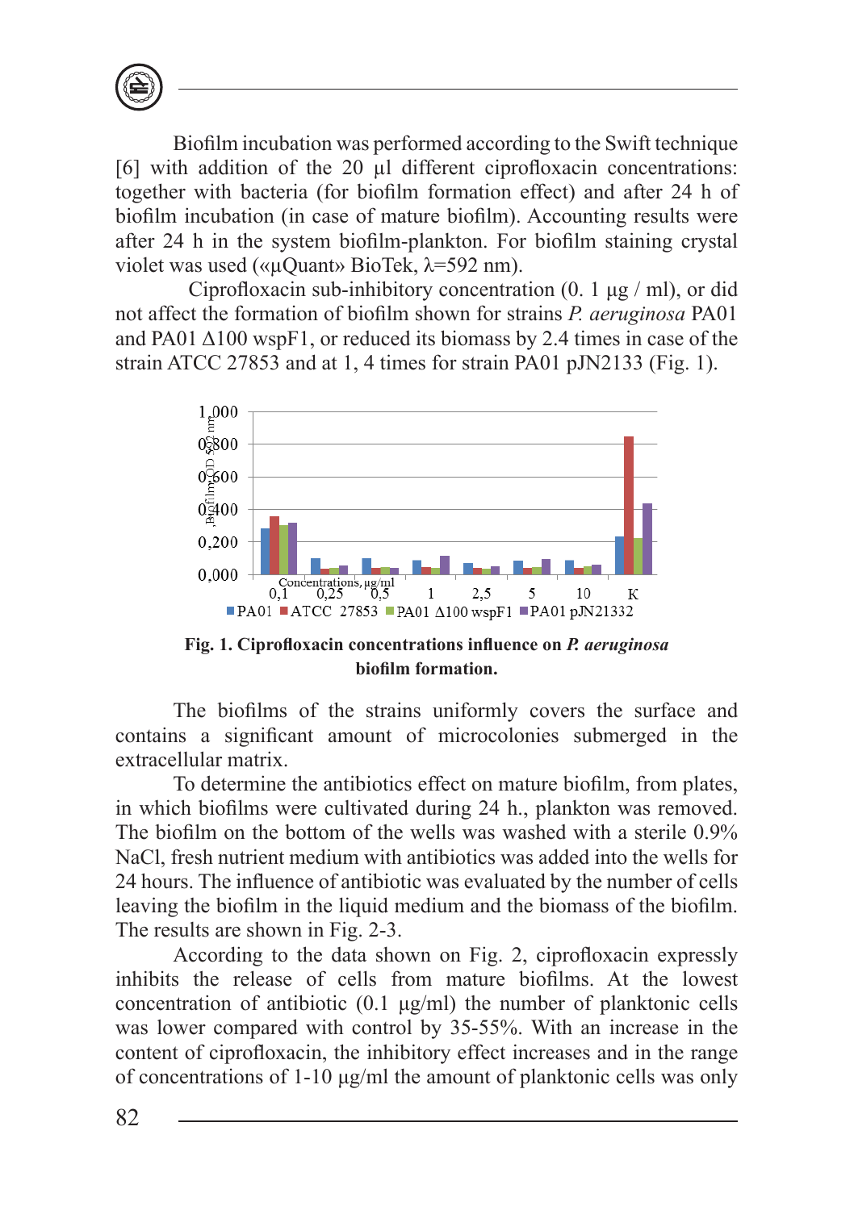Biofilm incubation was performed according to the Swift technique [6] with addition of the 20 μl different ciprofloxacin concentrations: together with bacteria (for biofilm formation effect) and after 24 h of biofilm incubation (in case of mature biofilm). Accounting results were after 24 h in the system biofilm-plankton. For biofilm staining crystal violet was used («μQuant» BioTek, λ=592 nm).

Ciprofloxacin sub-inhibitory concentration (0. 1 μg / ml), or did not affect the formation of biofilm shown for strains *P. aeruginosa* PA01 and PA01 Δ100 wspF1, or reduced its biomass by 2.4 times in case of the strain ATCC 27853 and at 1, 4 times for strain PA01 pJN2133 (Fig. 1).

**Fig. 1. Ciprofloxacin concentrations influence on *P. aeruginosa* biofilm formation.**

The biofilms of the strains uniformly covers the surface and contains a significant amount of microcolonies submerged in the extracellular matrix.

To determine the antibiotics effect on mature biofilm, from plates, in which biofilms were cultivated during 24 h., plankton was removed. The biofilm on the bottom of the wells was washed with a sterile 0.9% NaCl, fresh nutrient medium with antibiotics was added into the wells for 24 hours. The influence of antibiotic was evaluated by the number of cells leaving the biofilm in the liquid medium and the biomass of the biofilm. The results are shown in Fig. 2-3.

According to the data shown on Fig. 2, ciprofloxacin expressly inhibits the release of cells from mature biofilms. At the lowest concentration of antibiotic (0.1 μg/ml) the number of planktonic cells was lower compared with control by 35-55%. With an increase in the content of ciprofloxacin, the inhibitory effect increases and in the range of concentrations of 1-10 μg/ml the amount of planktonic cells was only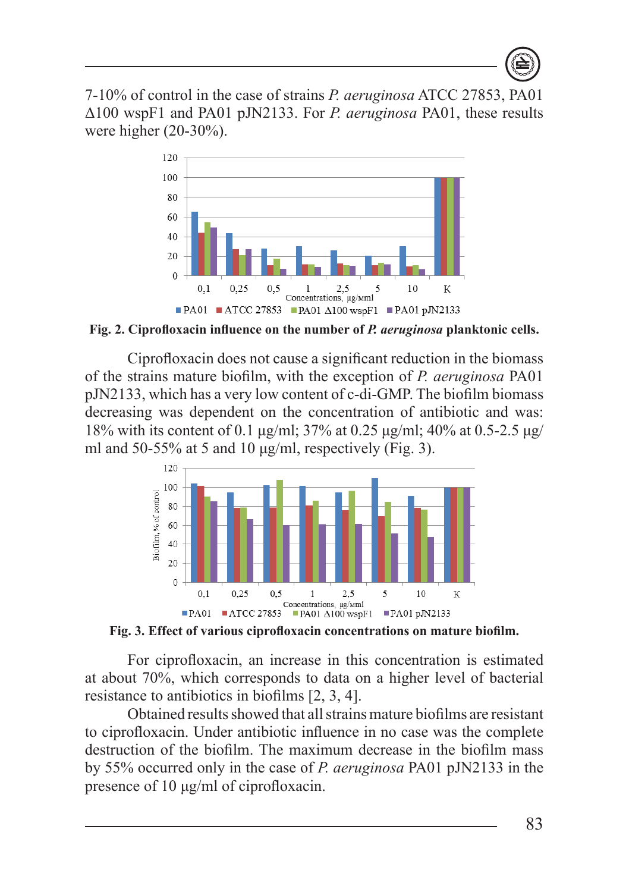7-10% of control in the case of strains *P. aeruginosa* ATCC 27853, PA01 Δ100 wspF1 and PA01 pJN2133. For *P. aeruginosa* PA01, these results were higher (20-30%).

**Fig. 2. Ciprofloxacin influence on the number of *P. aeruginosa* planktonic cells.**

Ciprofloxacin does not cause a significant reduction in the biomass of the strains mature biofilm, with the exception of *P. aeruginosa* PA01 pJN2133, which has a very low content of c-di-GMP. The biofilm biomass decreasing was dependent on the concentration of antibiotic and was: 18% with its content of 0.1 μg/ml; 37% at 0.25 μg/ml; 40% at 0.5-2.5 μg/ml and 50-55% at 5 and 10 μg/ml, respectively (Fig. 3).

**Fig. 3. Effect of various ciprofloxacin concentrations on mature biofilm.**

For ciprofloxacin, an increase in this concentration is estimated at about 70%, which corresponds to data on a higher level of bacterial resistance to antibiotics in biofilms [2, 3, 4].

Obtained results showed that all strains mature biofilms are resistant to ciprofloxacin. Under antibiotic influence in no case was the complete destruction of the biofilm. The maximum decrease in the biofilm mass by 55% occurred only in the case of *P. aeruginosa* PA01 pJN2133 in the presence of 10 μg/ml of ciprofloxacin.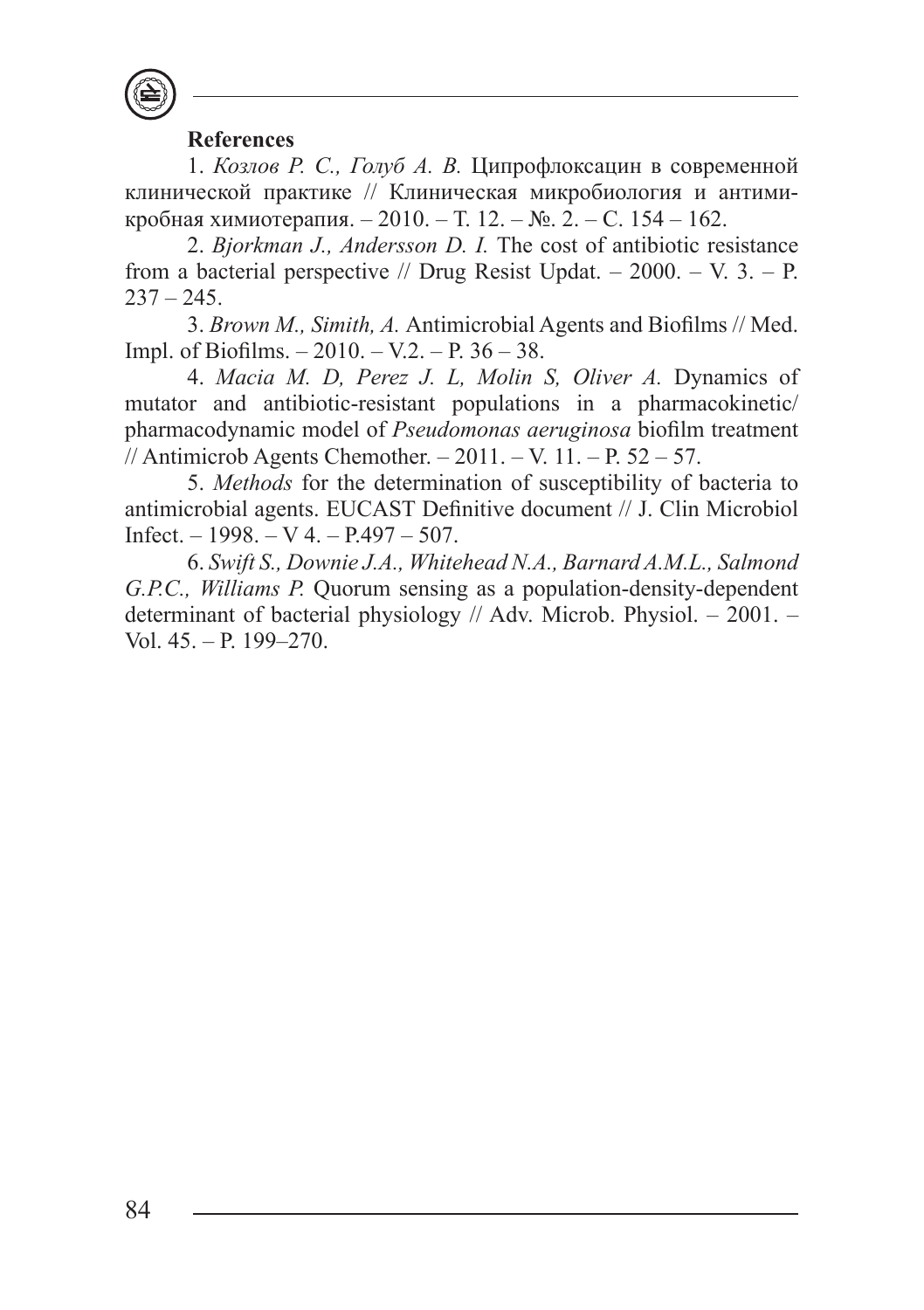**References**

1. *Козлов Р. С., Голуб А. В.* Ципрофлоксацин в современной клинической практике // Клиническая микробиология и антимикробная химиотерапия. – 2010. – Т. 12. – №. 2. – С. 154 – 162.

2. *Bjorkman J., Andersson D. I.* The cost of antibiotic resistance from a bacterial perspective // Drug Resist Updat. – 2000. – V. 3. – P. 237 – 245.

3. *Brown M., Simith, A.* Antimicrobial Agents and Biofilms // Med. Impl. of Biofilms. – 2010. – V.2. – P. 36 – 38.

4. *Macia M. D, Perez J. L, Molin S, Oliver A.* Dynamics of mutator and antibiotic-resistant populations in a pharmacokinetic/pharmacodynamic model of *Pseudomonas aeruginosa* biofilm treatment // Antimicrob Agents Chemother. – 2011. – V. 11. – P. 52 – 57.

5. *Methods* for the determination of susceptibility of bacteria to antimicrobial agents. EUCAST Definitive document // J. Clin Microbiol Infect. – 1998. – V 4. – P.497 – 507.

6. *Swift S., Downie J.A., Whitehead N.A., Barnard A.M.L., Salmond G.P.C., Williams P.* Quorum sensing as a population-density-dependent determinant of bacterial physiology // Adv. Microb. Physiol. – 2001. – Vol. 45. – P. 199–270.